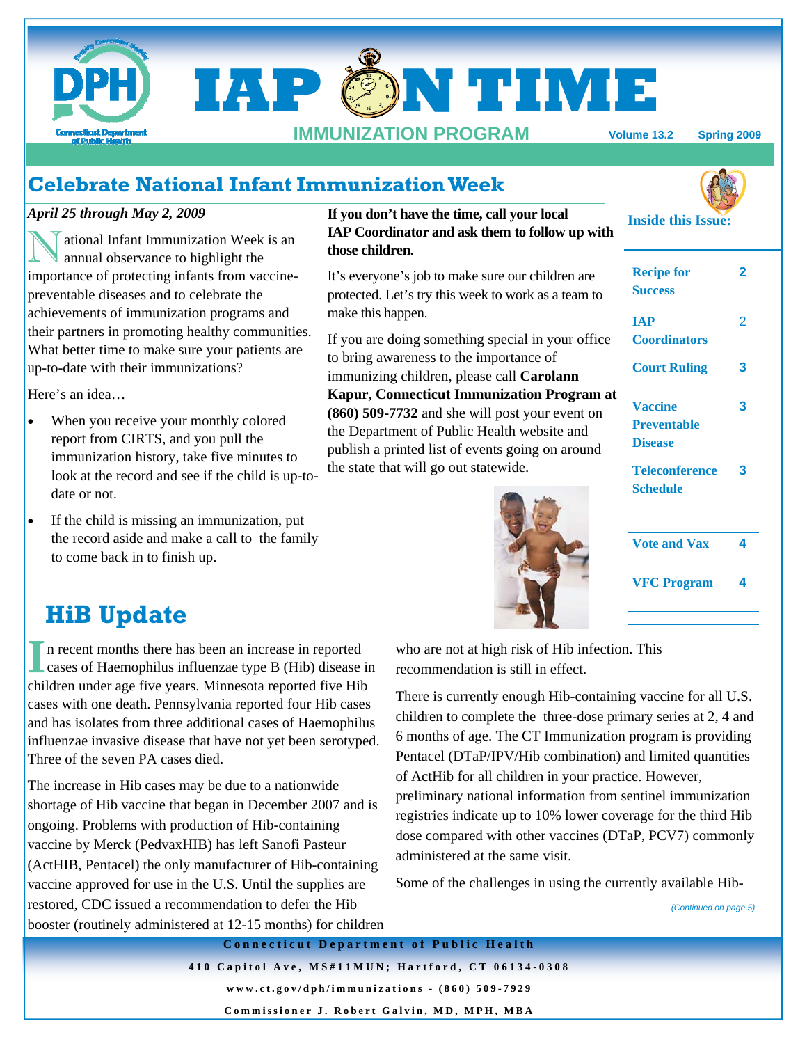# IAP ON TIME

**IMMUNIZATION PROGRAM** Volume 13.2 Spring 2009

## Celebrate National Infant Immunization Week

*April 25 through May 2, 2009*

National Infant Immunization Week is an annual observance to highlight the importance of protecting infants from vaccine-preventable diseases and to celebrate the achievements of immunization programs and their partners in promoting healthy communities. What better time to make sure your patients are up-to-date with their immunizations?

Here's an idea…

- When you receive your monthly colored report from CIRTS, and you pull the immunization history, take five minutes to look at the record and see if the child is up-to-date or not.
- If the child is missing an immunization, put the record aside and make a call to the family to come back in to finish up.

**If you don't have the time, call your local IAP Coordinator and ask them to follow up with those children.**

It's everyone's job to make sure our children are protected. Let's try this week to work as a team to make this happen.

If you are doing something special in your office to bring awareness to the importance of immunizing children, please call **Carolann Kapur, Connecticut Immunization Program at (860) 509-7732** and she will post your event on the Department of Public Health website and publish a printed list of events going on around the state that will go out statewide.

**Inside this Issue:**

| | |
|---|---|
| Recipe for Success | 2 |
| IAP Coordinators | 2 |
| Court Ruling | 3 |
| Vaccine Preventable Disease | 3 |
| Teleconference Schedule | 3 |
| Vote and Vax | 4 |
| VFC Program | 4 |

## HiB Update

In recent months there has been an increase in reported cases of Haemophilus influenzae type B (Hib) disease in children under age five years. Minnesota reported five Hib cases with one death. Pennsylvania reported four Hib cases and has isolates from three additional cases of Haemophilus influenzae invasive disease that have not yet been serotyped. Three of the seven PA cases died.

The increase in Hib cases may be due to a nationwide shortage of Hib vaccine that began in December 2007 and is ongoing. Problems with production of Hib-containing vaccine by Merck (PedvaxHIB) has left Sanofi Pasteur (ActHIB, Pentacel) the only manufacturer of Hib-containing vaccine approved for use in the U.S. Until the supplies are restored, CDC issued a recommendation to defer the Hib booster (routinely administered at 12-15 months) for children who are not at high risk of Hib infection. This recommendation is still in effect.

There is currently enough Hib-containing vaccine for all U.S. children to complete the three-dose primary series at 2, 4 and 6 months of age. The CT Immunization program is providing Pentacel (DTaP/IPV/Hib combination) and limited quantities of ActHib for all children in your practice. However, preliminary national information from sentinel immunization registries indicate up to 10% lower coverage for the third Hib dose compared with other vaccines (DTaP, PCV7) commonly administered at the same visit.

Some of the challenges in using the currently available Hib-

*(Continued on page 5)*

**Connecticut Department of Public Health**
410 Capitol Ave, MS#11MUN; Hartford, CT 06134-0308
www.ct.gov/dph/immunizations - (860) 509-7929
Commissioner J. Robert Galvin, MD, MPH, MBA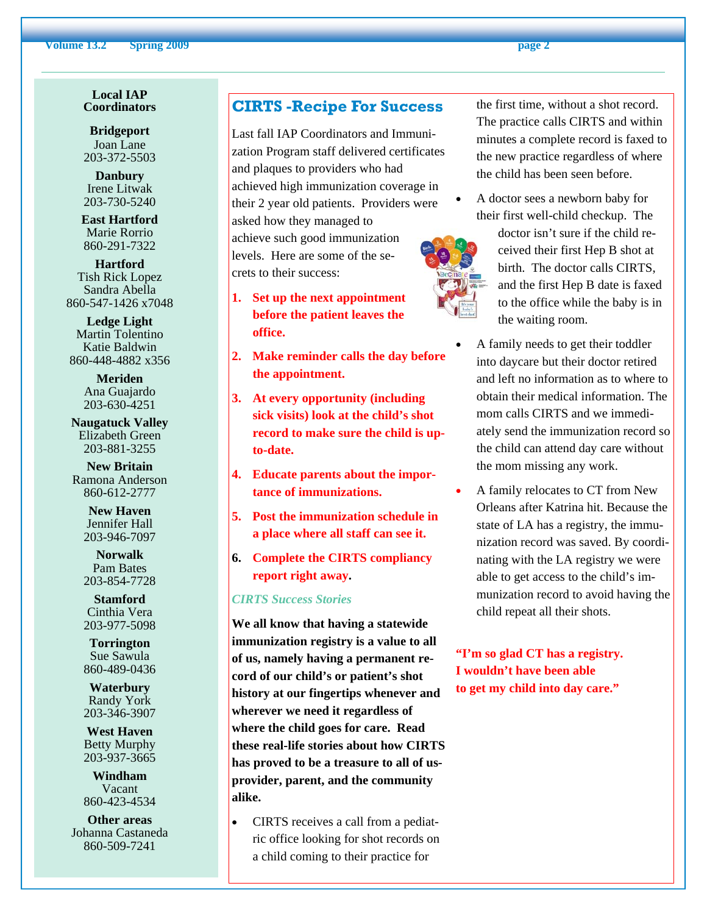**Local IAP Coordinators**

**Bridgeport**
Joan Lane
203-372-5503

**Danbury**
Irene Litwak
203-730-5240

**East Hartford**
Marie Rorrio
860-291-7322

**Hartford**
Tish Rick Lopez
Sandra Abella
860-547-1426 x7048

**Ledge Light**
Martin Tolentino
Katie Baldwin
860-448-4882 x356

**Meriden**
Ana Guajardo
203-630-4251

**Naugatuck Valley**
Elizabeth Green
203-881-3255

**New Britain**
Ramona Anderson
860-612-2777

**New Haven**
Jennifer Hall
203-946-7097

**Norwalk**
Pam Bates
203-854-7728

**Stamford**
Cinthia Vera
203-977-5098

**Torrington**
Sue Sawula
860-489-0436

**Waterbury**
Randy York
203-346-3907

**West Haven**
Betty Murphy
203-937-3665

**Windham**
Vacant
860-423-4534

**Other areas**
Johanna Castaneda
860-509-7241

## CIRTS -Recipe For Success

Last fall IAP Coordinators and Immunization Program staff delivered certificates and plaques to providers who had achieved high immunization coverage in their 2 year old patients. Providers were asked how they managed to achieve such good immunization levels. Here are some of the secrets to their success:

1. **Set up the next appointment before the patient leaves the office.**
2. **Make reminder calls the day before the appointment.**
3. **At every opportunity (including sick visits) look at the child's shot record to make sure the child is up-to-date.**
4. **Educate parents about the importance of immunizations.**
5. **Post the immunization schedule in a place where all staff can see it.**
6. **Complete the CIRTS compliancy report right away.**

*CIRTS Success Stories*

**We all know that having a statewide immunization registry is a value to all of us, namely having a permanent record of our child's or patient's shot history at our fingertips whenever and wherever we need it regardless of where the child goes for care. Read these real-life stories about how CIRTS has proved to be a treasure to all of us-provider, parent, and the community alike.**

- CIRTS receives a call from a pediatric office looking for shot records on a child coming to their practice for the first time, without a shot record. The practice calls CIRTS and within minutes a complete record is faxed to the new practice regardless of where the child has been seen before.
- A doctor sees a newborn baby for their first well-child checkup. The doctor isn't sure if the child received their first Hep B shot at birth. The doctor calls CIRTS, and the first Hep B date is faxed to the office while the baby is in the waiting room.
- A family needs to get their toddler into daycare but their doctor retired and left no information as to where to obtain their medical information. The mom calls CIRTS and we immediately send the immunization record so the child can attend day care without the mom missing any work.
- A family relocates to CT from New Orleans after Katrina hit. Because the state of LA has a registry, the immunization record was saved. By coordinating with the LA registry we were able to get access to the child's immunization record to avoid having the child repeat all their shots.

**"I'm so glad CT has a registry. I wouldn't have been able to get my child into day care."**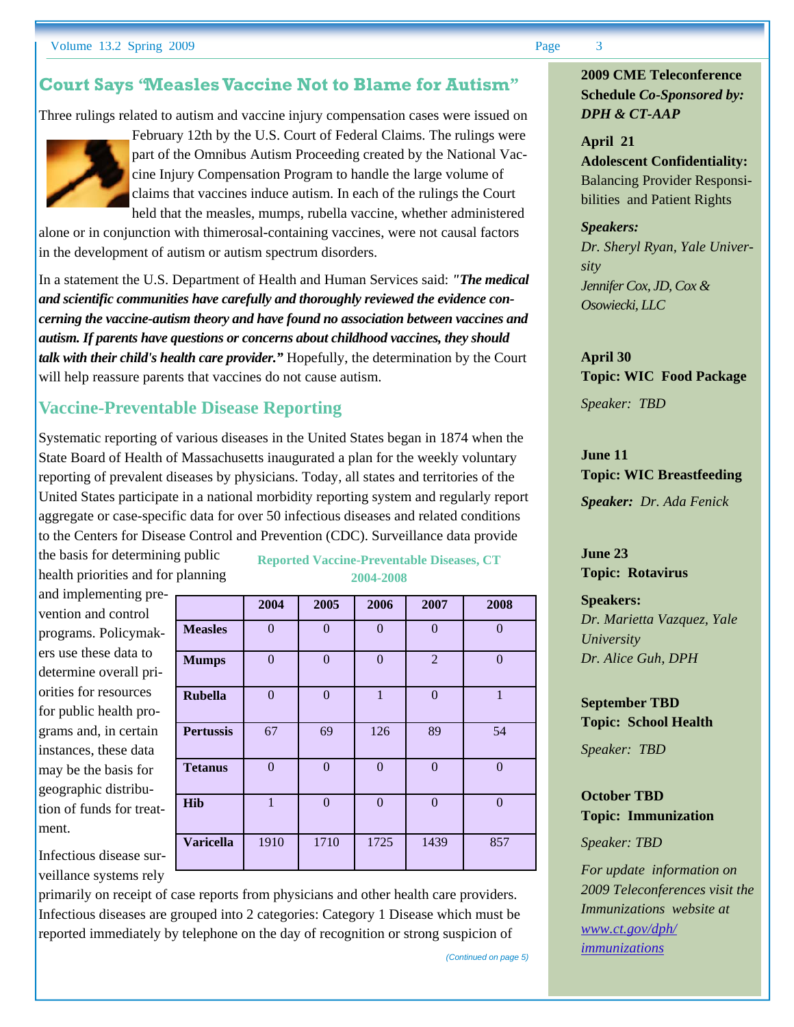## Court Says "Measles Vaccine Not to Blame for Autism"

Three rulings related to autism and vaccine injury compensation cases were issued on February 12th by the U.S. Court of Federal Claims. The rulings were part of the Omnibus Autism Proceeding created by the National Vaccine Injury Compensation Program to handle the large volume of claims that vaccines induce autism. In each of the rulings the Court held that the measles, mumps, rubella vaccine, whether administered alone or in conjunction with thimerosal-containing vaccines, were not causal factors in the development of autism or autism spectrum disorders.

In a statement the U.S. Department of Health and Human Services said: ***"The medical and scientific communities have carefully and thoroughly reviewed the evidence concerning the vaccine-autism theory and have found no association between vaccines and autism. If parents have questions or concerns about childhood vaccines, they should talk with their child's health care provider."*** Hopefully, the determination by the Court will help reassure parents that vaccines do not cause autism.

## Vaccine-Preventable Disease Reporting

Systematic reporting of various diseases in the United States began in 1874 when the State Board of Health of Massachusetts inaugurated a plan for the weekly voluntary reporting of prevalent diseases by physicians. Today, all states and territories of the United States participate in a national morbidity reporting system and regularly report aggregate or case-specific data for over 50 infectious diseases and related conditions to the Centers for Disease Control and Prevention (CDC). Surveillance data provide the basis for determining public health priorities and for planning and implementing prevention and control programs. Policymakers use these data to determine overall priorities for resources for public health programs and, in certain instances, these data may be the basis for geographic distribution of funds for treatment.

**Reported Vaccine-Preventable Diseases, CT 2004-2008**

| | 2004 | 2005 | 2006 | 2007 | 2008 |
|---|---|---|---|---|---|
| **Measles** | 0 | 0 | 0 | 0 | 0 |
| **Mumps** | 0 | 0 | 0 | 2 | 0 |
| **Rubella** | 0 | 0 | 1 | 0 | 1 |
| **Pertussis** | 67 | 69 | 126 | 89 | 54 |
| **Tetanus** | 0 | 0 | 0 | 0 | 0 |
| **Hib** | 1 | 0 | 0 | 0 | 0 |
| **Varicella** | 1910 | 1710 | 1725 | 1439 | 857 |

Infectious disease surveillance systems rely primarily on receipt of case reports from physicians and other health care providers. Infectious diseases are grouped into 2 categories: Category 1 Disease which must be reported immediately by telephone on the day of recognition or strong suspicion of

*(Continued on page 5)*

---

**2009 CME Teleconference Schedule *Co-Sponsored by: DPH & CT-AAP***

**April 21**
**Adolescent Confidentiality:** Balancing Provider Responsibilities and Patient Rights

***Speakers:***
*Dr. Sheryl Ryan, Yale University*
*Jennifer Cox, JD, Cox & Osowiecki, LLC*

**April 30**
**Topic: WIC Food Package**

*Speaker: TBD*

**June 11**
**Topic: WIC Breastfeeding**

***Speaker:*** *Dr. Ada Fenick*

**June 23**
**Topic: Rotavirus**

**Speakers:**
*Dr. Marietta Vazquez, Yale University*
*Dr. Alice Guh, DPH*

**September TBD**
**Topic: School Health**

*Speaker: TBD*

**October TBD**
**Topic: Immunization**

*Speaker: TBD*

*For update information on 2009 Teleconferences visit the Immunizations website at www.ct.gov/dph/immunizations*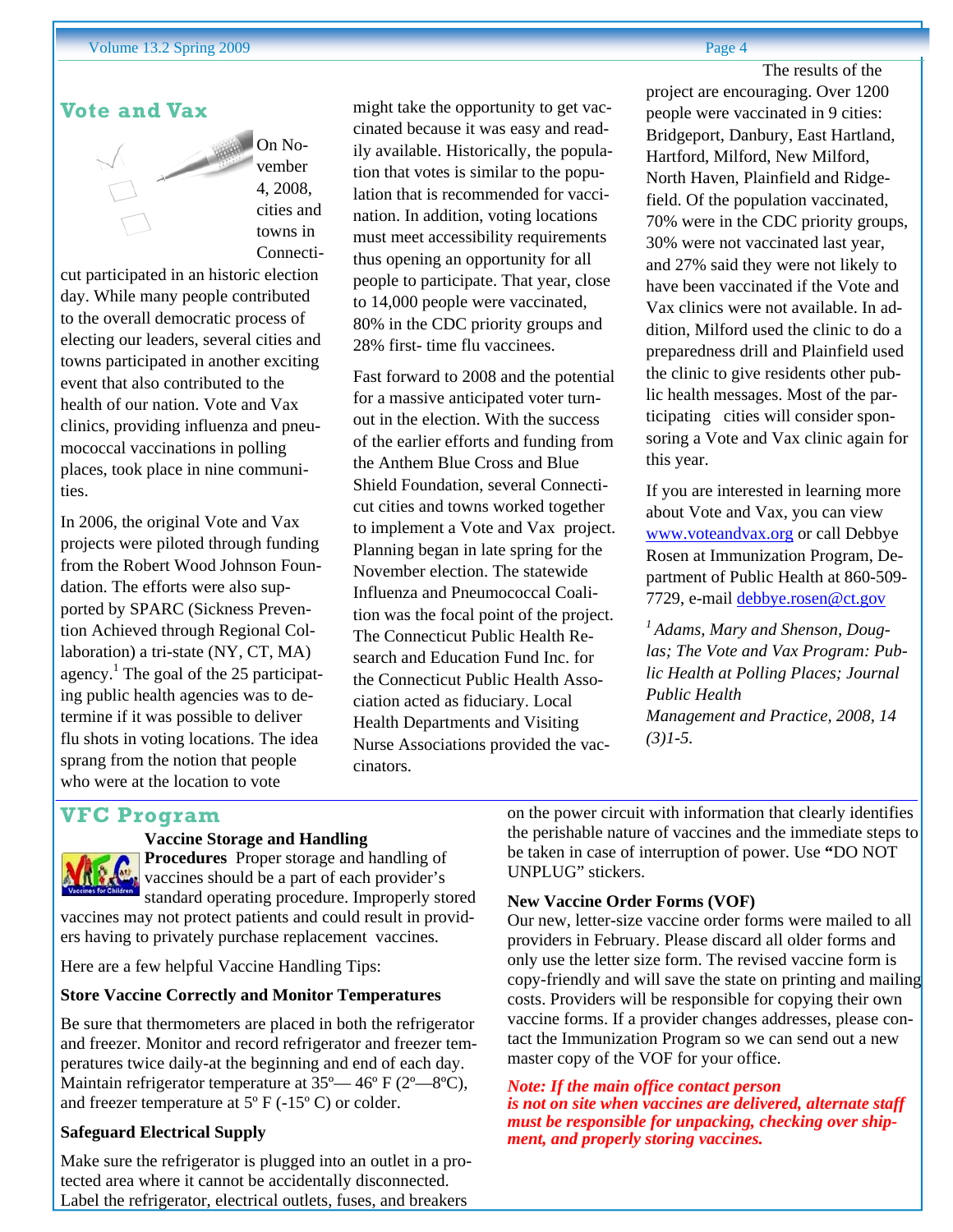## Vote and Vax

On November 4, 2008, cities and towns in Connecticut participated in an historic election day. While many people contributed to the overall democratic process of electing our leaders, several cities and towns participated in another exciting event that also contributed to the health of our nation. Vote and Vax clinics, providing influenza and pneumococcal vaccinations in polling places, took place in nine communities.

In 2006, the original Vote and Vax projects were piloted through funding from the Robert Wood Johnson Foundation. The efforts were also supported by SPARC (Sickness Prevention Achieved through Regional Collaboration) a tri-state (NY, CT, MA) agency.[1] The goal of the 25 participating public health agencies was to determine if it was possible to deliver flu shots in voting locations. The idea sprang from the notion that people who were at the location to vote might take the opportunity to get vaccinated because it was easy and readily available. Historically, the population that votes is similar to the population that is recommended for vaccination. In addition, voting locations must meet accessibility requirements thus opening an opportunity for all people to participate. That year, close to 14,000 people were vaccinated, 80% in the CDC priority groups and 28% first- time flu vaccinees.

Fast forward to 2008 and the potential for a massive anticipated voter turnout in the election. With the success of the earlier efforts and funding from the Anthem Blue Cross and Blue Shield Foundation, several Connecticut cities and towns worked together to implement a Vote and Vax project. Planning began in late spring for the November election. The statewide Influenza and Pneumococcal Coalition was the focal point of the project. The Connecticut Public Health Research and Education Fund Inc. for the Connecticut Public Health Association acted as fiduciary. Local Health Departments and Visiting Nurse Associations provided the vaccinators.

The results of the project are encouraging. Over 1200 people were vaccinated in 9 cities: Bridgeport, Danbury, East Hartland, Hartford, Milford, New Milford, North Haven, Plainfield and Ridgefield. Of the population vaccinated, 70% were in the CDC priority groups, 30% were not vaccinated last year, and 27% said they were not likely to have been vaccinated if the Vote and Vax clinics were not available. In addition, Milford used the clinic to do a preparedness drill and Plainfield used the clinic to give residents other public health messages. Most of the participating cities will consider sponsoring a Vote and Vax clinic again for this year.

If you are interested in learning more about Vote and Vax, you can view www.voteandvax.org or call Debbye Rosen at Immunization Program, Department of Public Health at 860-509-7729, e-mail debbye.rosen@ct.gov

*[1] Adams, Mary and Shenson, Douglas; The Vote and Vax Program: Public Health at Polling Places; Journal Public Health Management and Practice, 2008, 14 (3)1-5.*

## VFC Program

**Vaccine Storage and Handling Procedures** Proper storage and handling of vaccines should be a part of each provider's standard operating procedure. Improperly stored vaccines may not protect patients and could result in providers having to privately purchase replacement vaccines.

Here are a few helpful Vaccine Handling Tips:

**Store Vaccine Correctly and Monitor Temperatures**

Be sure that thermometers are placed in both the refrigerator and freezer. Monitor and record refrigerator and freezer temperatures twice daily-at the beginning and end of each day. Maintain refrigerator temperature at 35º— 46º F (2º—8ºC), and freezer temperature at 5º F (-15º C) or colder.

**Safeguard Electrical Supply**

Make sure the refrigerator is plugged into an outlet in a protected area where it cannot be accidentally disconnected. Label the refrigerator, electrical outlets, fuses, and breakers on the power circuit with information that clearly identifies the perishable nature of vaccines and the immediate steps to be taken in case of interruption of power. Use **"**DO NOT UNPLUG" stickers.

**New Vaccine Order Forms (VOF)**

Our new, letter-size vaccine order forms were mailed to all providers in February. Please discard all older forms and only use the letter size form. The revised vaccine form is copy-friendly and will save the state on printing and mailing costs. Providers will be responsible for copying their own vaccine forms. If a provider changes addresses, please contact the Immunization Program so we can send out a new master copy of the VOF for your office.

***Note: If the main office contact person is not on site when vaccines are delivered, alternate staff must be responsible for unpacking, checking over shipment, and properly storing vaccines.***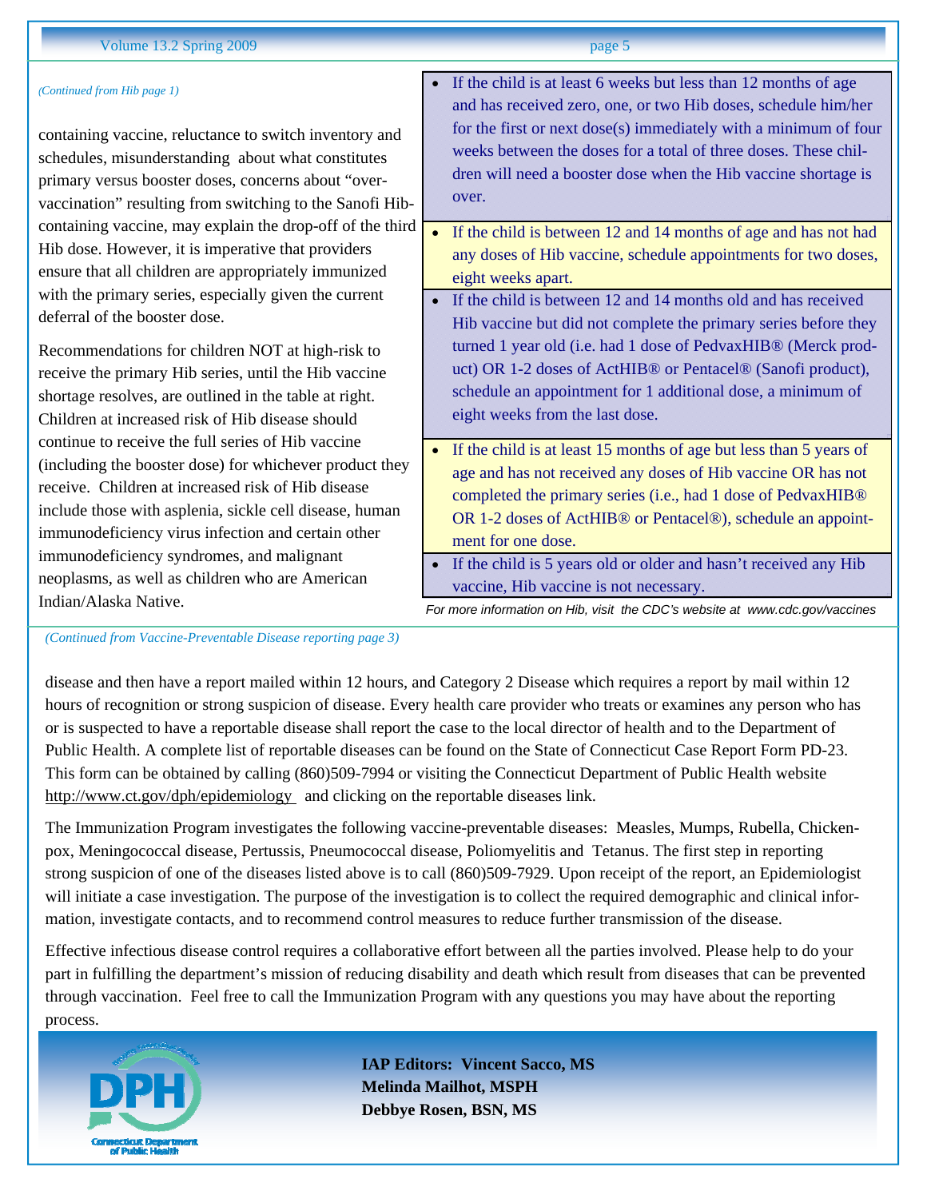*(Continued from Hib page 1)*

containing vaccine, reluctance to switch inventory and schedules, misunderstanding about what constitutes primary versus booster doses, concerns about "over-vaccination" resulting from switching to the Sanofi Hib-containing vaccine, may explain the drop-off of the third Hib dose. However, it is imperative that providers ensure that all children are appropriately immunized with the primary series, especially given the current deferral of the booster dose.

Recommendations for children NOT at high-risk to receive the primary Hib series, until the Hib vaccine shortage resolves, are outlined in the table at right. Children at increased risk of Hib disease should continue to receive the full series of Hib vaccine (including the booster dose) for whichever product they receive. Children at increased risk of Hib disease include those with asplenia, sickle cell disease, human immunodeficiency virus infection and certain other immunodeficiency syndromes, and malignant neoplasms, as well as children who are American Indian/Alaska Native.

- If the child is at least 6 weeks but less than 12 months of age and has received zero, one, or two Hib doses, schedule him/her for the first or next dose(s) immediately with a minimum of four weeks between the doses for a total of three doses. These children will need a booster dose when the Hib vaccine shortage is over.
- If the child is between 12 and 14 months of age and has not had any doses of Hib vaccine, schedule appointments for two doses, eight weeks apart.
- If the child is between 12 and 14 months old and has received Hib vaccine but did not complete the primary series before they turned 1 year old (i.e. had 1 dose of PedvaxHIB® (Merck product) OR 1-2 doses of ActHIB® or Pentacel® (Sanofi product), schedule an appointment for 1 additional dose, a minimum of eight weeks from the last dose.
- If the child is at least 15 months of age but less than 5 years of age and has not received any doses of Hib vaccine OR has not completed the primary series (i.e., had 1 dose of PedvaxHIB® OR 1-2 doses of ActHIB® or Pentacel®), schedule an appointment for one dose.
- If the child is 5 years old or older and hasn't received any Hib vaccine, Hib vaccine is not necessary.

*For more information on Hib, visit the CDC's website at www.cdc.gov/vaccines*

*(Continued from Vaccine-Preventable Disease reporting page 3)*

disease and then have a report mailed within 12 hours, and Category 2 Disease which requires a report by mail within 12 hours of recognition or strong suspicion of disease. Every health care provider who treats or examines any person who has or is suspected to have a reportable disease shall report the case to the local director of health and to the Department of Public Health. A complete list of reportable diseases can be found on the State of Connecticut Case Report Form PD-23. This form can be obtained by calling (860)509-7994 or visiting the Connecticut Department of Public Health website http://www.ct.gov/dph/epidemiology and clicking on the reportable diseases link.

The Immunization Program investigates the following vaccine-preventable diseases: Measles, Mumps, Rubella, Chickenpox, Meningococcal disease, Pertussis, Pneumococcal disease, Poliomyelitis and Tetanus. The first step in reporting strong suspicion of one of the diseases listed above is to call (860)509-7929. Upon receipt of the report, an Epidemiologist will initiate a case investigation. The purpose of the investigation is to collect the required demographic and clinical information, investigate contacts, and to recommend control measures to reduce further transmission of the disease.

Effective infectious disease control requires a collaborative effort between all the parties involved. Please help to do your part in fulfilling the department's mission of reducing disability and death which result from diseases that can be prevented through vaccination. Feel free to call the Immunization Program with any questions you may have about the reporting process.

DPH
Connecticut Department of Public Health

**IAP Editors: Vincent Sacco, MS**
**Melinda Mailhot, MSPH**
**Debbye Rosen, BSN, MS**